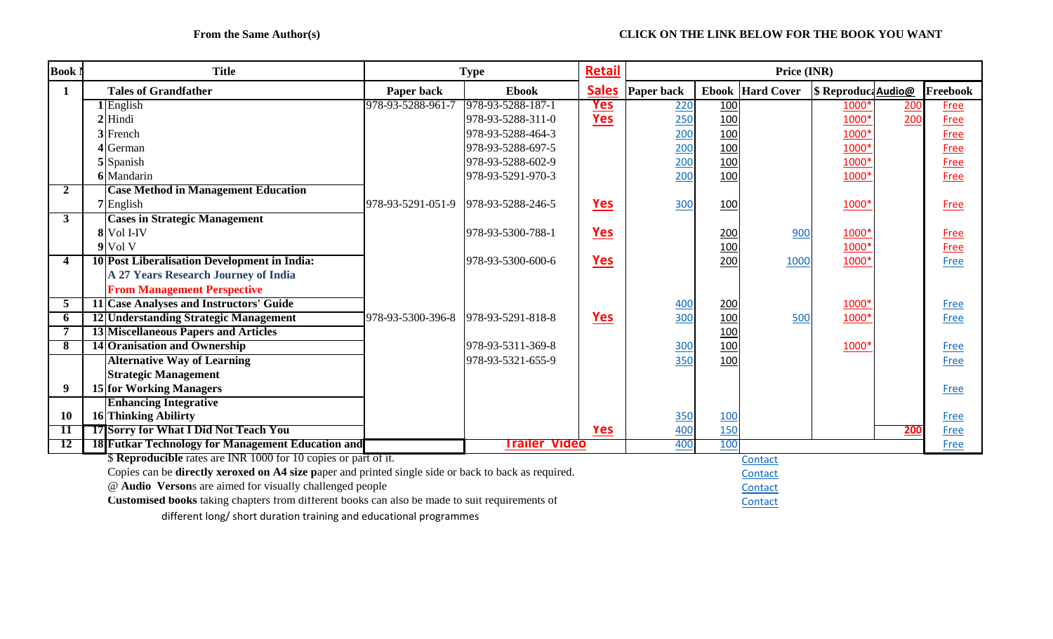**From the Same Author(s)** **CLICK ON THE LINK BELOW FOR THE BOOK YOU WANT**

| Book N | | Title | Type | | Retail Sales | Price (INR) | | | | | |
|---|---|---|---|---|---|---|---|---|---|---|---|
| **1** | | **Tales of Grandfather** | **Paper back** | **Ebook** | | **Paper back** | **Ebook** | **Hard Cover** | **$ Reproduc** | **Audio@** | **Freebook** |
| | 1 | English | 978-93-5288-961-7 | 978-93-5288-187-1 | Yes | 220 | 100 | | 1000* | 200 | Free |
| | 2 | Hindi | | 978-93-5288-311-0 | Yes | 250 | 100 | | 1000* | 200 | Free |
| | 3 | French | | 978-93-5288-464-3 | | 200 | 100 | | 1000* | | Free |
| | 4 | German | | 978-93-5288-697-5 | | 200 | 100 | | 1000* | | Free |
| | 5 | Spanish | | 978-93-5288-602-9 | | 200 | 100 | | 1000* | | Free |
| | 6 | Mandarin | | 978-93-5291-970-3 | | 200 | 100 | | 1000* | | Free |
| **2** | | **Case Method in Management Education** | | | | | | | | | |
| | 7 | English | 978-93-5291-051-9 | 978-93-5288-246-5 | Yes | 300 | 100 | | 1000* | | Free |
| **3** | | **Cases in Strategic Management** | | | | | | | | | |
| | 8 | Vol I-IV | | 978-93-5300-788-1 | Yes | | 200 | 900 | 1000* | | Free |
| | 9 | Vol V | | | | | 100 | | 1000* | | Free |
| **4** | 10 | **Post Liberalisation Development in India: A 27 Years Research Journey of India From Management Perspective** | | 978-93-5300-600-6 | Yes | | 200 | 1000 | 1000* | | Free |
| **5** | 11 | **Case Analyses and Instructors' Guide** | | | | 400 | 200 | | 1000* | | Free |
| **6** | 12 | **Understanding Strategic Management** | 978-93-5300-396-8 | 978-93-5291-818-8 | Yes | 300 | 100 | 500 | 1000* | | Free |
| **7** | 13 | **Miscellaneous Papers and Articles** | | | | | 100 | | | | |
| **8** | 14 | **Oranisation and Ownership** | | 978-93-5311-369-8 | | 300 | 100 | | 1000* | | Free |
| | | **Alternative Way of Learning** | | 978-93-5321-655-9 | | 350 | 100 | | | | Free |
| **9** | 15 | **Strategic Management for Working Managers** | | | | | | | | | Free |
| **10** | 16 | **Enhancing Integrative Thinking Abilirty** | | | | 350 | 100 | | | | Free |
| **11** | 17 | **Sorry for What I Did Not Teach You** | | | Yes | 400 | 150 | | | 200 | Free |
| **12** | 18 | **Futkar Technology for Management Education and** | Trailer Video | | | 400 | 100 | | | | Free |

$ **Reproducible** rates are INR 1000 for 10 copies or part of it. — Contact

Copies can be **directly xeroxed on A4 size p**aper and printed single side or back to back as required. — Contact

@ **Audio Verson**s are aimed for visually challenged people — Contact

**Customised books** taking chapters from different books can also be made to suit requirements of different long/ short duration training and educational programmes — Contact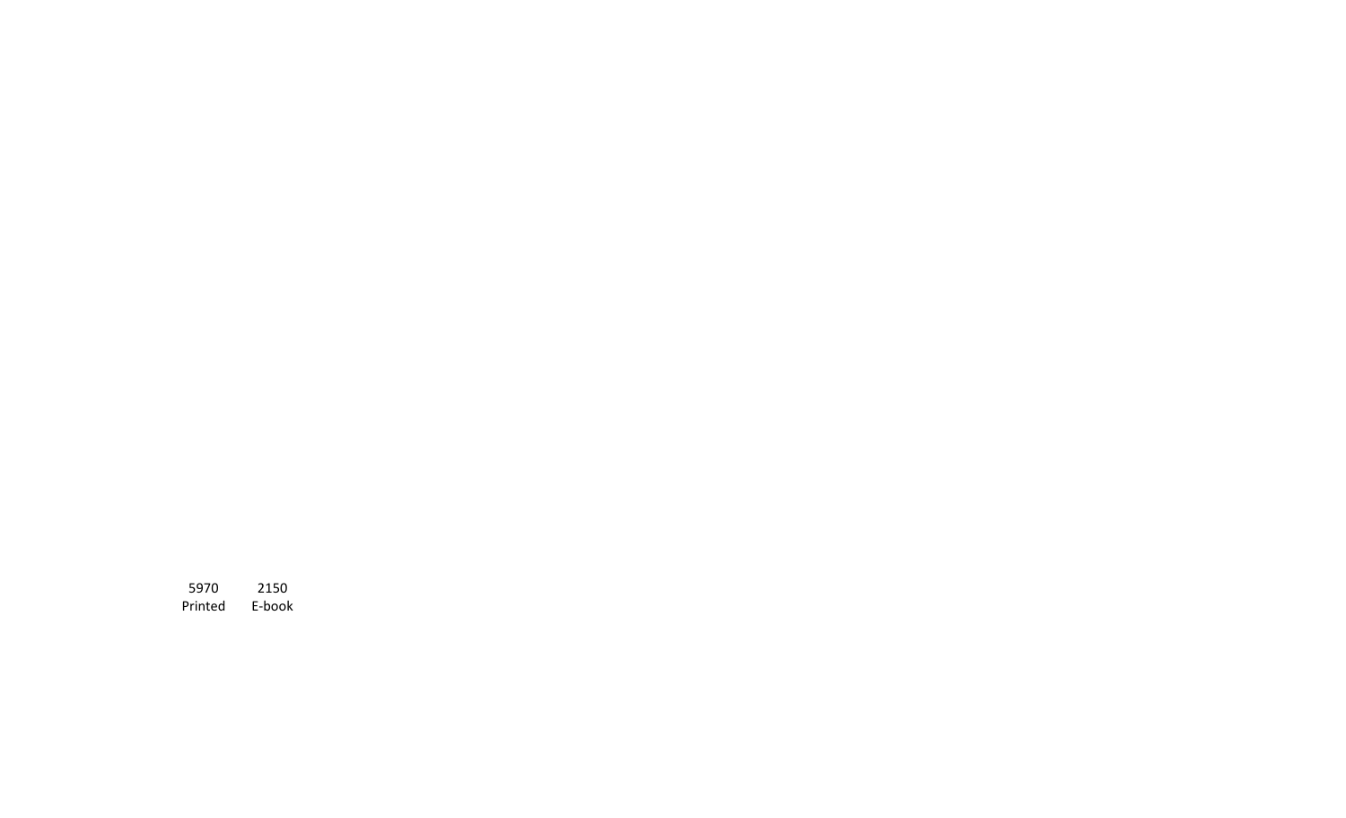5970 2150
Printed E-book